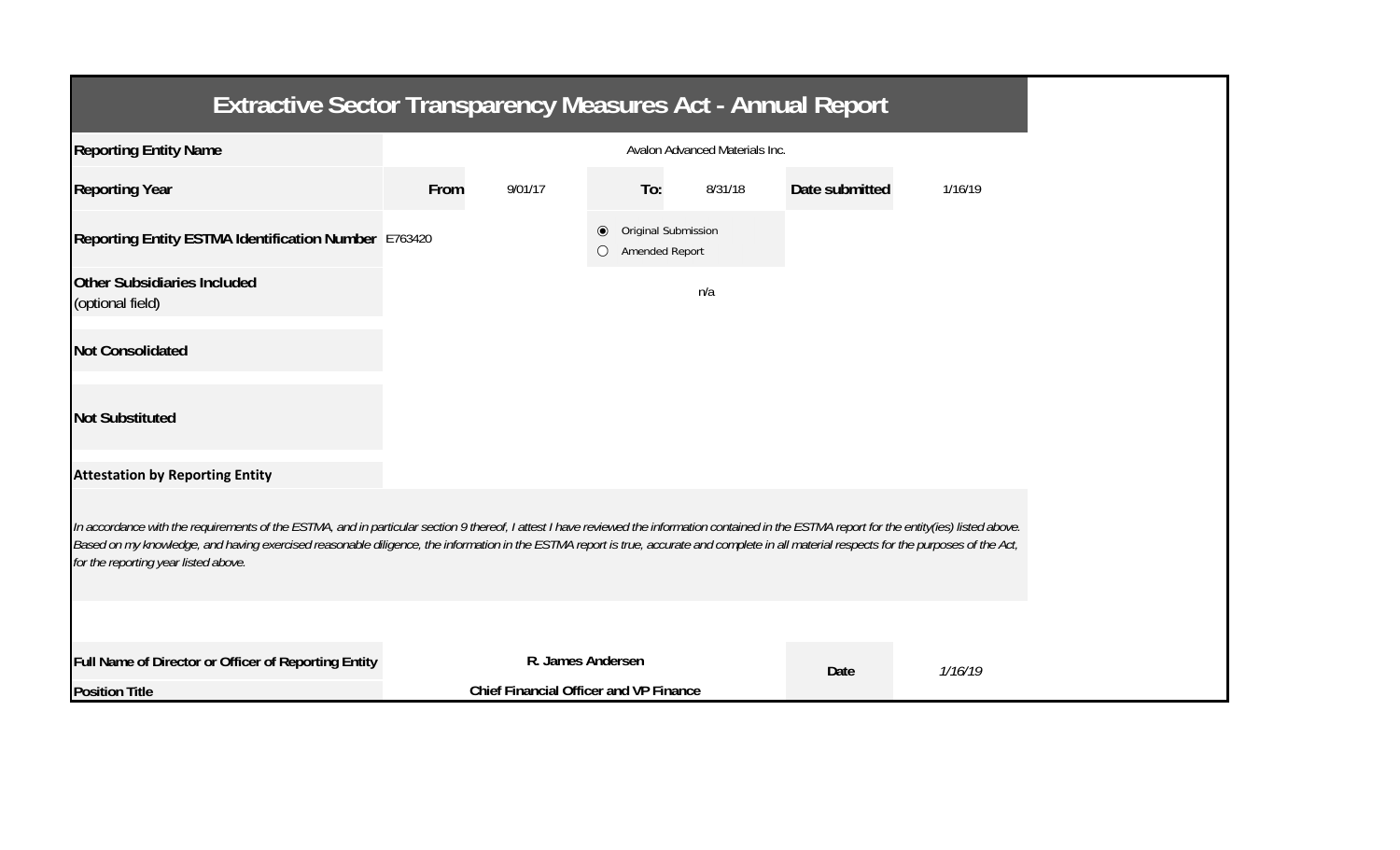# Extractive Sector Transparency Measures Act - Annual Report

| | | | | | | |
|---|---|---|---|---|---|---|
| **Reporting Entity Name** | Avalon Advanced Materials Inc. | | | | | |
| **Reporting Year** | **From** | 9/01/17 | **To:** | 8/31/18 | **Date submitted** | 1/16/19 |
| **Reporting Entity ESTMA Identification Number** | E763420 | | ◉ Original Submission ○ Amended Report | | | |
| **Other Subsidiaries Included** (optional field) | n/a | | | | | |
| **Not Consolidated** | | | | | | |
| **Not Substituted** | | | | | | |

**Attestation by Reporting Entity**

*In accordance with the requirements of the ESTMA, and in particular section 9 thereof, I attest I have reviewed the information contained in the ESTMA report for the entity(ies) listed above. Based on my knowledge, and having exercised reasonable diligence, the information in the ESTMA report is true, accurate and complete in all material respects for the purposes of the Act, for the reporting year listed above.*

| | | | |
|---|---|---|---|
| **Full Name of Director or Officer of Reporting Entity** | **R. James Andersen** | **Date** | *1/16/19* |
| **Position Title** | **Chief Financial Officer and VP Finance** | | |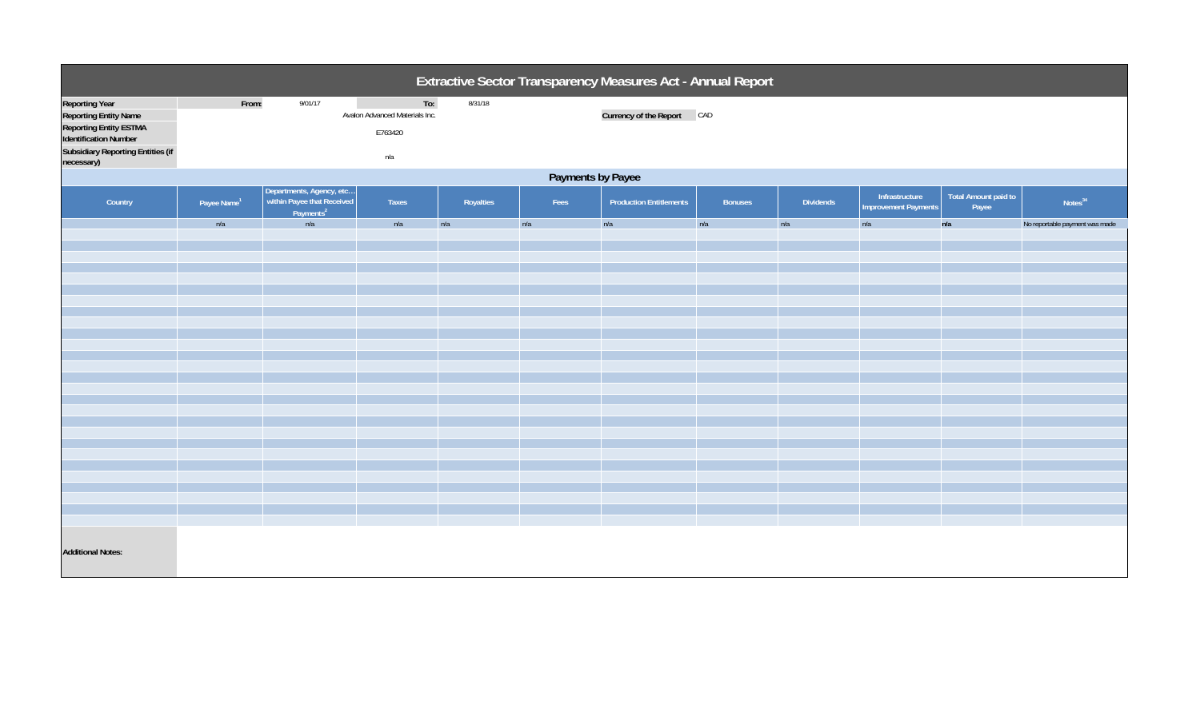# Extractive Sector Transparency Measures Act - Annual Report

| | | | | |
|---|---|---|---|---|
| **Reporting Year** | From: | 9/01/17 | To: | 8/31/18 |
| **Reporting Entity Name** | Avalon Advanced Materials Inc. | | **Currency of the Report** | CAD |
| **Reporting Entity ESTMA Identification Number** | E763420 | | | |
| **Subsidiary Reporting Entities (if necessary)** | n/a | | | |

## Payments by Payee

| Country | Payee Name[1] | Departments, Agency, etc… within Payee that Received Payments[2] | Taxes | Royalties | Fees | Production Entitlements | Bonuses | Dividends | Infrastructure Improvement Payments | Total Amount paid to Payee | Notes[34] |
|---|---|---|---|---|---|---|---|---|---|---|---|
| | n/a | n/a | n/a | n/a | n/a | n/a | n/a | n/a | n/a | n/a | No reportable payment was made |

**Additional Notes:**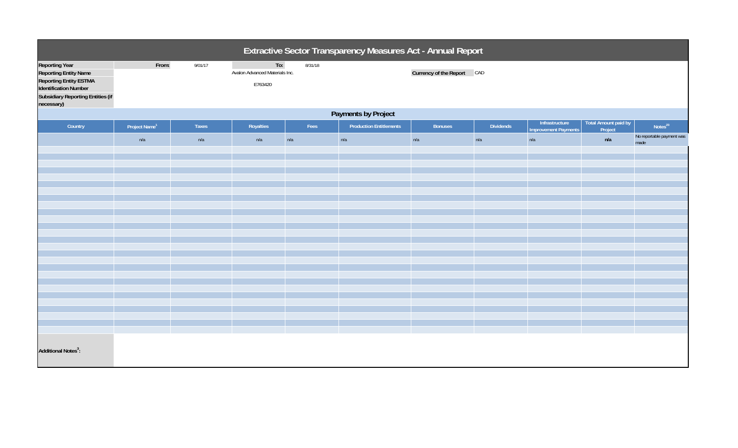# Extractive Sector Transparency Measures Act - Annual Report

| | | | | | |
|---|---|---|---|---|---|
| **Reporting Year** | **From:** | 9/01/17 | **To:** | 8/31/18 | |
| **Reporting Entity Name** | | Avalon Advanced Materials Inc. | | **Currency of the Report** | CAD |
| **Reporting Entity ESTMA Identification Number** | | E763420 | | | |
| **Subsidiary Reporting Entities (if necessary)** | | | | | |

## Payments by Project

| Country | Project Name[1] | Taxes | Royalties | Fees | Production Entitlements | Bonuses | Dividends | Infrastructure Improvement Payments | Total Amount paid by Project | Notes[23] |
|---|---|---|---|---|---|---|---|---|---|---|
| | n/a | n/a | n/a | n/a | n/a | n/a | n/a | n/a | **n/a** | No reportable payment was made |

**Additional Notes[3]:**